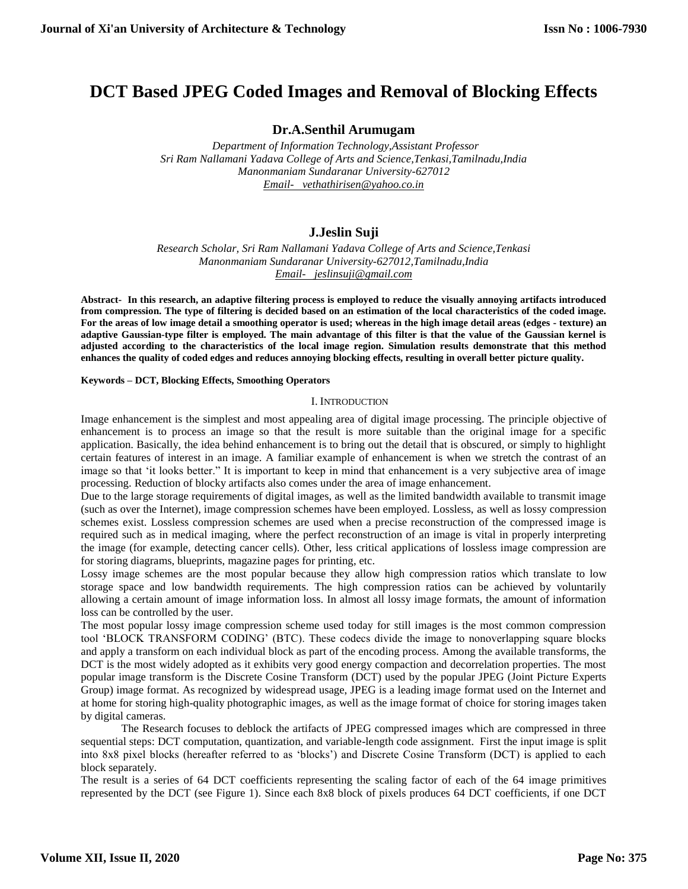# DCT Based JPEG Coded Images and Removal of Blocking Effects

**Dr.A.Senthil Arumugam**

*Department of Information Technology,Assistant Professor*
*Sri Ram Nallamani Yadava College of Arts and Science,Tenkasi,Tamilnadu,India*
*Manonmaniam Sundaranar University-627012*
*Email- vethathirisen@yahoo.co.in*

**J.Jeslin Suji**

*Research Scholar, Sri Ram Nallamani Yadava College of Arts and Science,Tenkasi*
*Manonmaniam Sundaranar University-627012,Tamilnadu,India*
*Email- jeslinsuji@gmail.com*

**Abstract- In this research, an adaptive filtering process is employed to reduce the visually annoying artifacts introduced from compression. The type of filtering is decided based on an estimation of the local characteristics of the coded image. For the areas of low image detail a smoothing operator is used; whereas in the high image detail areas (edges - texture) an adaptive Gaussian-type filter is employed. The main advantage of this filter is that the value of the Gaussian kernel is adjusted according to the characteristics of the local image region. Simulation results demonstrate that this method enhances the quality of coded edges and reduces annoying blocking effects, resulting in overall better picture quality.**

**Keywords – DCT, Blocking Effects, Smoothing Operators**

## I. Introduction

Image enhancement is the simplest and most appealing area of digital image processing. The principle objective of enhancement is to process an image so that the result is more suitable than the original image for a specific application. Basically, the idea behind enhancement is to bring out the detail that is obscured, or simply to highlight certain features of interest in an image. A familiar example of enhancement is when we stretch the contrast of an image so that 'it looks better." It is important to keep in mind that enhancement is a very subjective area of image processing. Reduction of blocky artifacts also comes under the area of image enhancement.

Due to the large storage requirements of digital images, as well as the limited bandwidth available to transmit image (such as over the Internet), image compression schemes have been employed. Lossless, as well as lossy compression schemes exist. Lossless compression schemes are used when a precise reconstruction of the compressed image is required such as in medical imaging, where the perfect reconstruction of an image is vital in properly interpreting the image (for example, detecting cancer cells). Other, less critical applications of lossless image compression are for storing diagrams, blueprints, magazine pages for printing, etc.

Lossy image schemes are the most popular because they allow high compression ratios which translate to low storage space and low bandwidth requirements. The high compression ratios can be achieved by voluntarily allowing a certain amount of image information loss. In almost all lossy image formats, the amount of information loss can be controlled by the user.

The most popular lossy image compression scheme used today for still images is the most common compression tool 'BLOCK TRANSFORM CODING' (BTC). These codecs divide the image to nonoverlapping square blocks and apply a transform on each individual block as part of the encoding process. Among the available transforms, the DCT is the most widely adopted as it exhibits very good energy compaction and decorrelation properties. The most popular image transform is the Discrete Cosine Transform (DCT) used by the popular JPEG (Joint Picture Experts Group) image format. As recognized by widespread usage, JPEG is a leading image format used on the Internet and at home for storing high-quality photographic images, as well as the image format of choice for storing images taken by digital cameras.

The Research focuses to deblock the artifacts of JPEG compressed images which are compressed in three sequential steps: DCT computation, quantization, and variable-length code assignment. First the input image is split into 8x8 pixel blocks (hereafter referred to as 'blocks') and Discrete Cosine Transform (DCT) is applied to each block separately.

The result is a series of 64 DCT coefficients representing the scaling factor of each of the 64 image primitives represented by the DCT (see Figure 1). Since each 8x8 block of pixels produces 64 DCT coefficients, if one DCT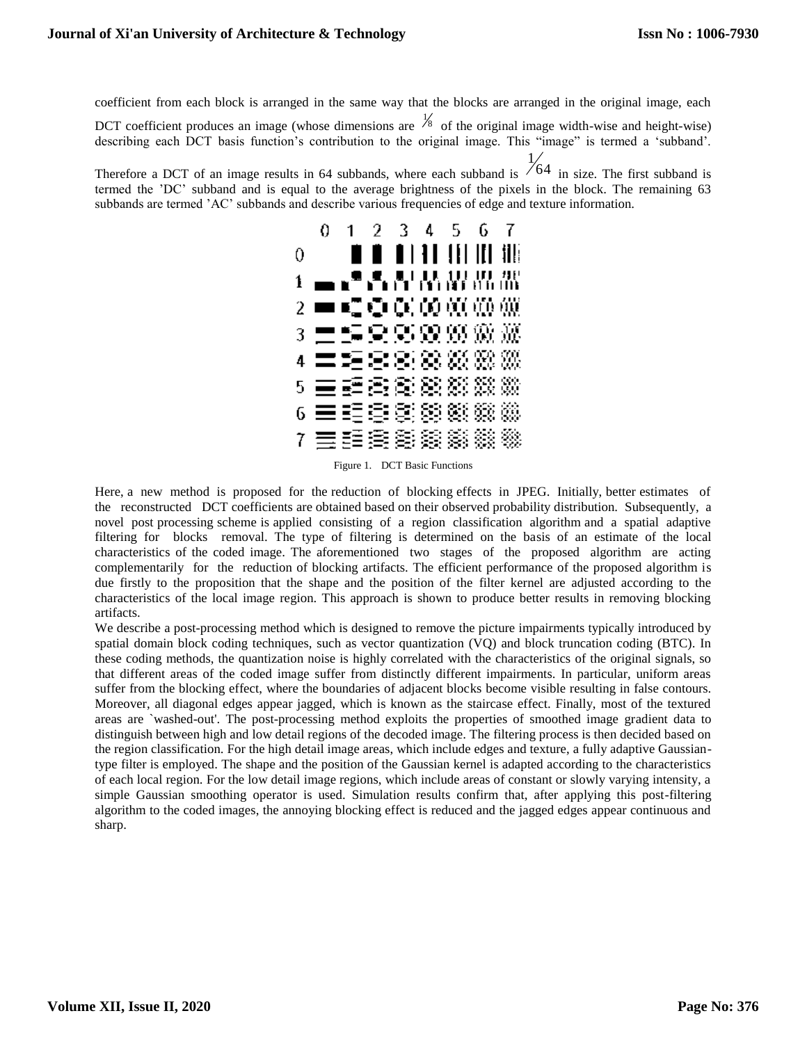coefficient from each block is arranged in the same way that the blocks are arranged in the original image, each DCT coefficient produces an image (whose dimensions are $\frac{1}{8}$ of the original image width-wise and height-wise) describing each DCT basis function's contribution to the original image. This "image" is termed a 'subband'. Therefore a DCT of an image results in 64 subbands, where each subband is $\frac{1}{64}$ in size. The first subband is termed the 'DC' subband and is equal to the average brightness of the pixels in the block. The remaining 63 subbands are termed 'AC' subbands and describe various frequencies of edge and texture information.

Figure 1. DCT Basic Functions

Here, a new method is proposed for the reduction of blocking effects in JPEG. Initially, better estimates of the reconstructed DCT coefficients are obtained based on their observed probability distribution. Subsequently, a novel post processing scheme is applied consisting of a region classification algorithm and a spatial adaptive filtering for blocks removal. The type of filtering is determined on the basis of an estimate of the local characteristics of the coded image. The aforementioned two stages of the proposed algorithm are acting complementarily for the reduction of blocking artifacts. The efficient performance of the proposed algorithm is due firstly to the proposition that the shape and the position of the filter kernel are adjusted according to the characteristics of the local image region. This approach is shown to produce better results in removing blocking artifacts.

We describe a post-processing method which is designed to remove the picture impairments typically introduced by spatial domain block coding techniques, such as vector quantization (VQ) and block truncation coding (BTC). In these coding methods, the quantization noise is highly correlated with the characteristics of the original signals, so that different areas of the coded image suffer from distinctly different impairments. In particular, uniform areas suffer from the blocking effect, where the boundaries of adjacent blocks become visible resulting in false contours. Moreover, all diagonal edges appear jagged, which is known as the staircase effect. Finally, most of the textured areas are `washed-out'. The post-processing method exploits the properties of smoothed image gradient data to distinguish between high and low detail regions of the decoded image. The filtering process is then decided based on the region classification. For the high detail image areas, which include edges and texture, a fully adaptive Gaussian-type filter is employed. The shape and the position of the Gaussian kernel is adapted according to the characteristics of each local region. For the low detail image regions, which include areas of constant or slowly varying intensity, a simple Gaussian smoothing operator is used. Simulation results confirm that, after applying this post-filtering algorithm to the coded images, the annoying blocking effect is reduced and the jagged edges appear continuous and sharp.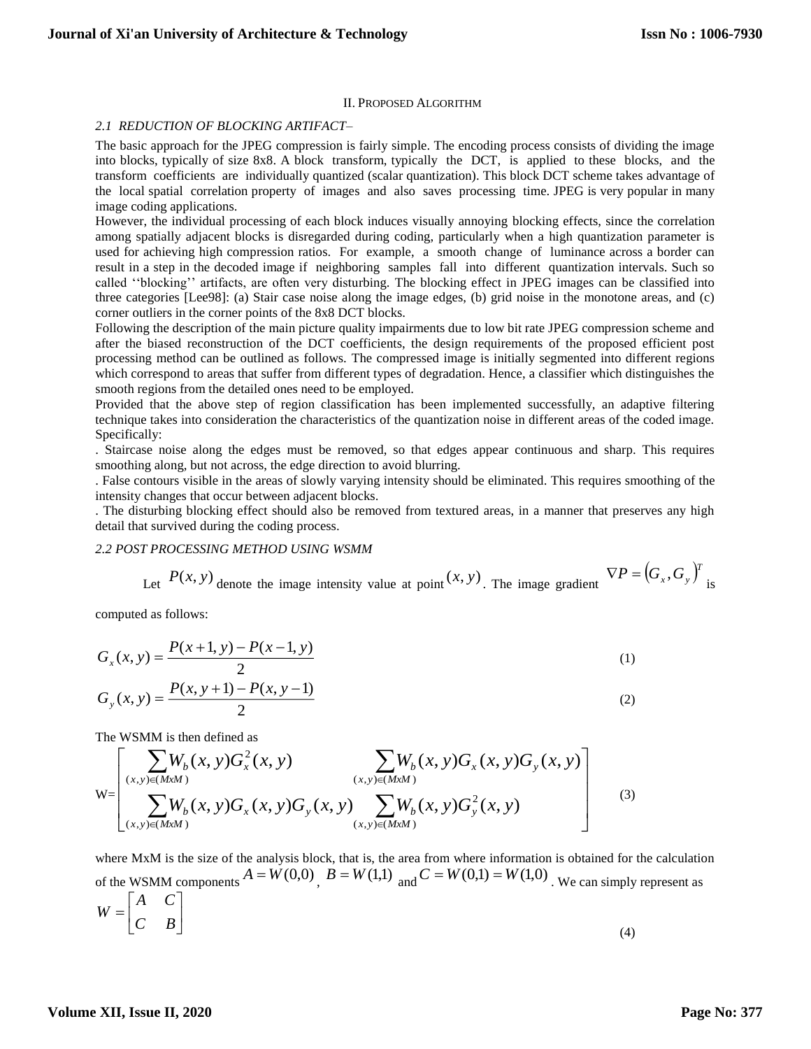## II. PROPOSED ALGORITHM

### *2.1 REDUCTION OF BLOCKING ARTIFACT–*

The basic approach for the JPEG compression is fairly simple. The encoding process consists of dividing the image into blocks, typically of size 8x8. A block transform, typically the DCT, is applied to these blocks, and the transform coefficients are individually quantized (scalar quantization). This block DCT scheme takes advantage of the local spatial correlation property of images and also saves processing time. JPEG is very popular in many image coding applications.

However, the individual processing of each block induces visually annoying blocking effects, since the correlation among spatially adjacent blocks is disregarded during coding, particularly when a high quantization parameter is used for achieving high compression ratios. For example, a smooth change of luminance across a border can result in a step in the decoded image if neighboring samples fall into different quantization intervals. Such so called ‘‘blocking’’ artifacts, are often very disturbing. The blocking effect in JPEG images can be classified into three categories [Lee98]: (a) Stair case noise along the image edges, (b) grid noise in the monotone areas, and (c) corner outliers in the corner points of the 8x8 DCT blocks.

Following the description of the main picture quality impairments due to low bit rate JPEG compression scheme and after the biased reconstruction of the DCT coefficients, the design requirements of the proposed efficient post processing method can be outlined as follows. The compressed image is initially segmented into different regions which correspond to areas that suffer from different types of degradation. Hence, a classifier which distinguishes the smooth regions from the detailed ones need to be employed.

Provided that the above step of region classification has been implemented successfully, an adaptive filtering technique takes into consideration the characteristics of the quantization noise in different areas of the coded image. Specifically:

. Staircase noise along the edges must be removed, so that edges appear continuous and sharp. This requires smoothing along, but not across, the edge direction to avoid blurring.

. False contours visible in the areas of slowly varying intensity should be eliminated. This requires smoothing of the intensity changes that occur between adjacent blocks.

. The disturbing blocking effect should also be removed from textured areas, in a manner that preserves any high detail that survived during the coding process.

### *2.2 POST PROCESSING METHOD USING WSMM*

Let $P(x,y)$ denote the image intensity value at point $(x,y)$. The image gradient $\nabla P = \left(G_x, G_y\right)^T$ is computed as follows:

$$G_x(x,y) = \frac{P(x+1,y) - P(x-1,y)}{2} \tag{1}$$

$$G_y(x,y) = \frac{P(x,y+1) - P(x,y-1)}{2} \tag{2}$$

The WSMM is then defined as

$$W = \begin{bmatrix} \sum\limits_{(x,y)\in(MxM)} W_b(x,y) G_x^2(x,y) & \sum\limits_{(x,y)\in(MxM)} W_b(x,y) G_x(x,y) G_y(x,y) \\ \sum\limits_{(x,y)\in(MxM)} W_b(x,y) G_x(x,y) G_y(x,y) & \sum\limits_{(x,y)\in(MxM)} W_b(x,y) G_y^2(x,y) \end{bmatrix} \tag{3}$$

where MxM is the size of the analysis block, that is, the area from where information is obtained for the calculation of the WSMM components $A = W(0,0)$, $B = W(1,1)$ and $C = W(0,1) = W(1,0)$. We can simply represent as

$$W = \begin{bmatrix} A & C \\ C & B \end{bmatrix} \tag{4}$$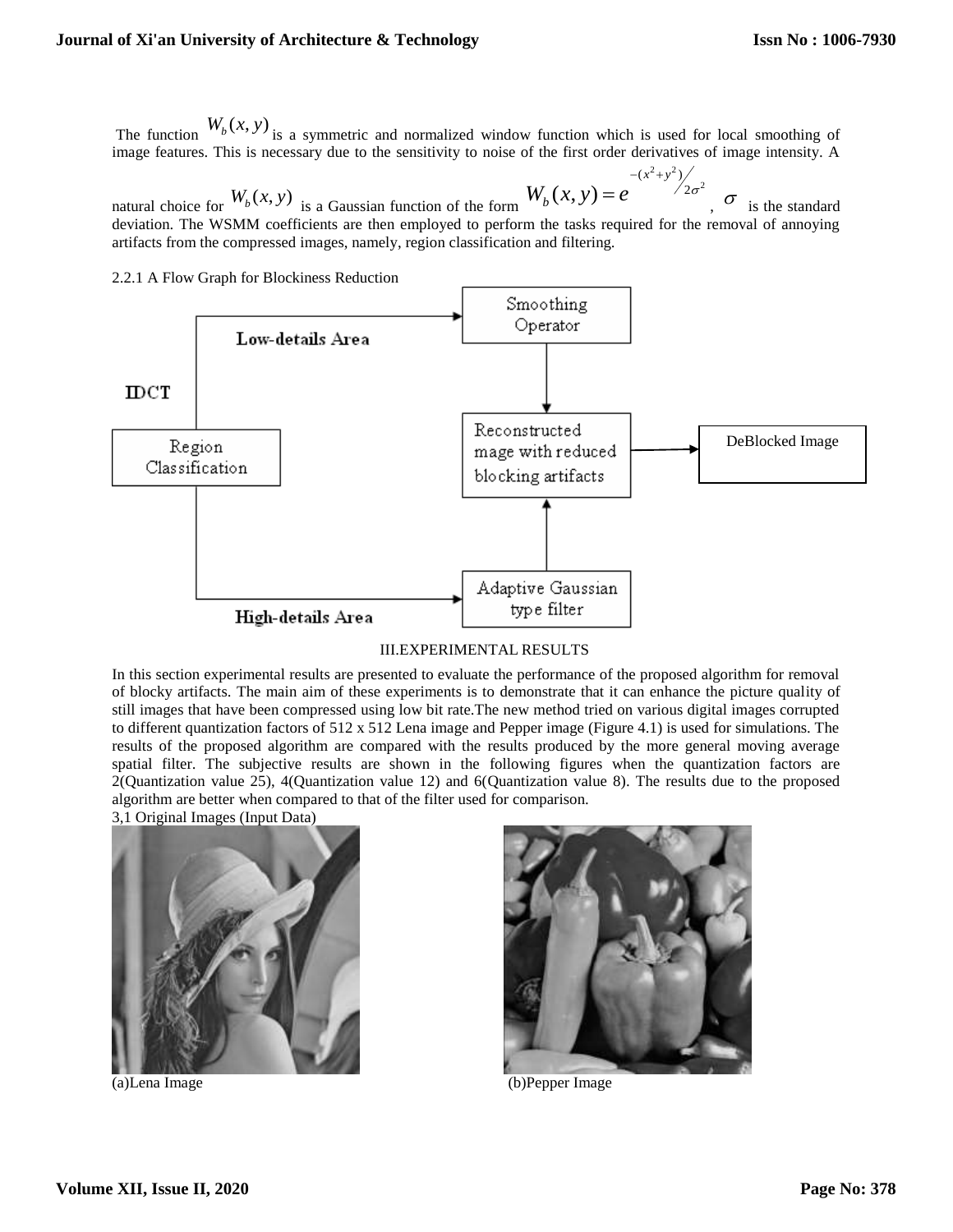The function $W_b(x, y)$ is a symmetric and normalized window function which is used for local smoothing of image features. This is necessary due to the sensitivity to noise of the first order derivatives of image intensity. A natural choice for $W_b(x, y)$ is a Gaussian function of the form $W_b(x, y) = e^{-(x^2+y^2)/2\sigma^2}$, $\sigma$ is the standard deviation. The WSMM coefficients are then employed to perform the tasks required for the removal of annoying artifacts from the compressed images, namely, region classification and filtering.

2.2.1 A Flow Graph for Blockiness Reduction

IDCT

Region Classification

Low-details Area

High-details Area

Smoothing Operator

Adaptive Gaussian type filter

Reconstructed mage with reduced blocking artifacts

DeBlocked Image

## III.EXPERIMENTAL RESULTS

In this section experimental results are presented to evaluate the performance of the proposed algorithm for removal of blocky artifacts. The main aim of these experiments is to demonstrate that it can enhance the picture quality of still images that have been compressed using low bit rate.The new method tried on various digital images corrupted to different quantization factors of 512 x 512 Lena image and Pepper image (Figure 4.1) is used for simulations. The results of the proposed algorithm are compared with the results produced by the more general moving average spatial filter. The subjective results are shown in the following figures when the quantization factors are 2(Quantization value 25), 4(Quantization value 12) and 6(Quantization value 8). The results due to the proposed algorithm are better when compared to that of the filter used for comparison.

3,1 Original Images (Input Data)

(a)Lena Image

(b)Pepper Image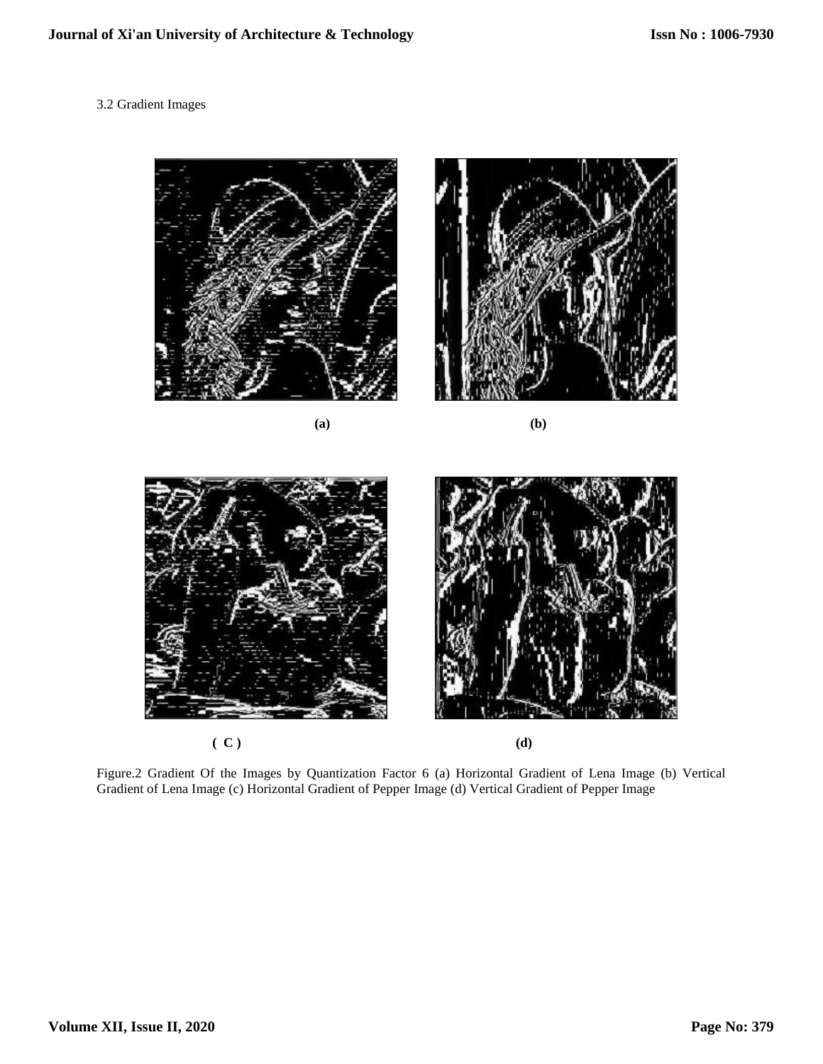3.2 Gradient Images

(a)

(b)

( C )

(d)

Figure.2 Gradient Of the Images by Quantization Factor 6 (a) Horizontal Gradient of Lena Image (b) Vertical Gradient of Lena Image (c) Horizontal Gradient of Pepper Image (d) Vertical Gradient of Pepper Image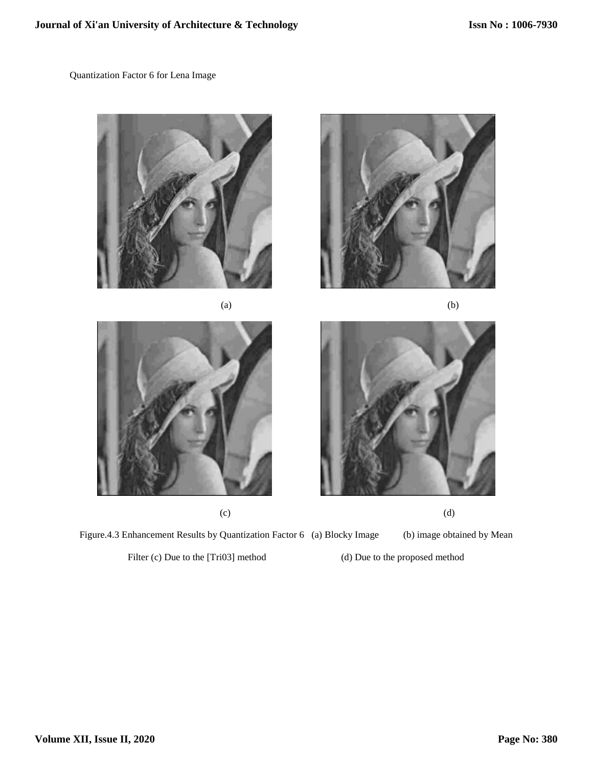Quantization Factor 6 for Lena Image

(a)

(b)

(c)

(d)

Figure.4.3 Enhancement Results by Quantization Factor 6 (a) Blocky Image (b) image obtained by Mean Filter (c) Due to the [Tri03] method (d) Due to the proposed method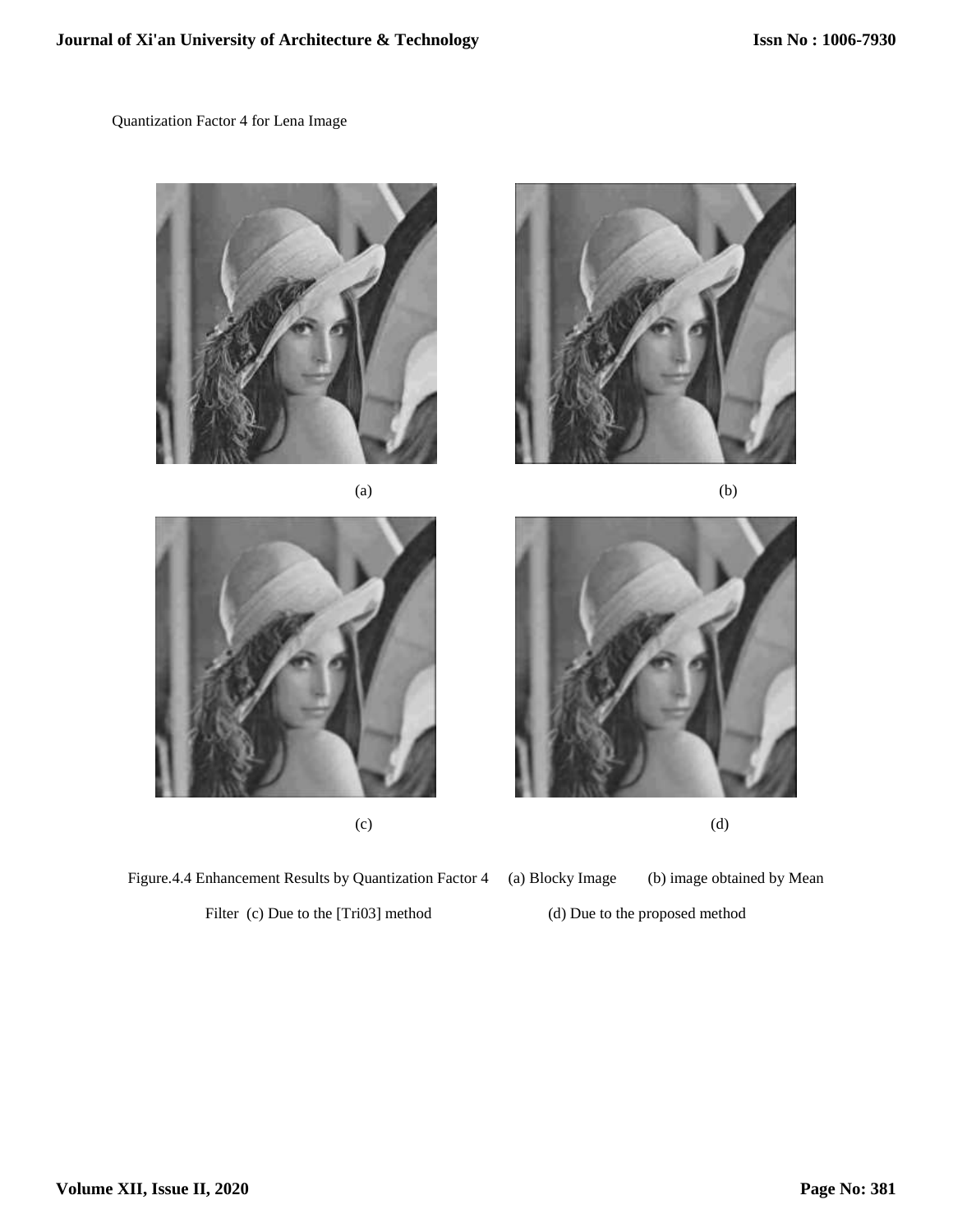Quantization Factor 4 for Lena Image

(a)

(b)

(c)

(d)

Figure.4.4 Enhancement Results by Quantization Factor 4 (a) Blocky Image (b) image obtained by Mean Filter (c) Due to the [Tri03] method (d) Due to the proposed method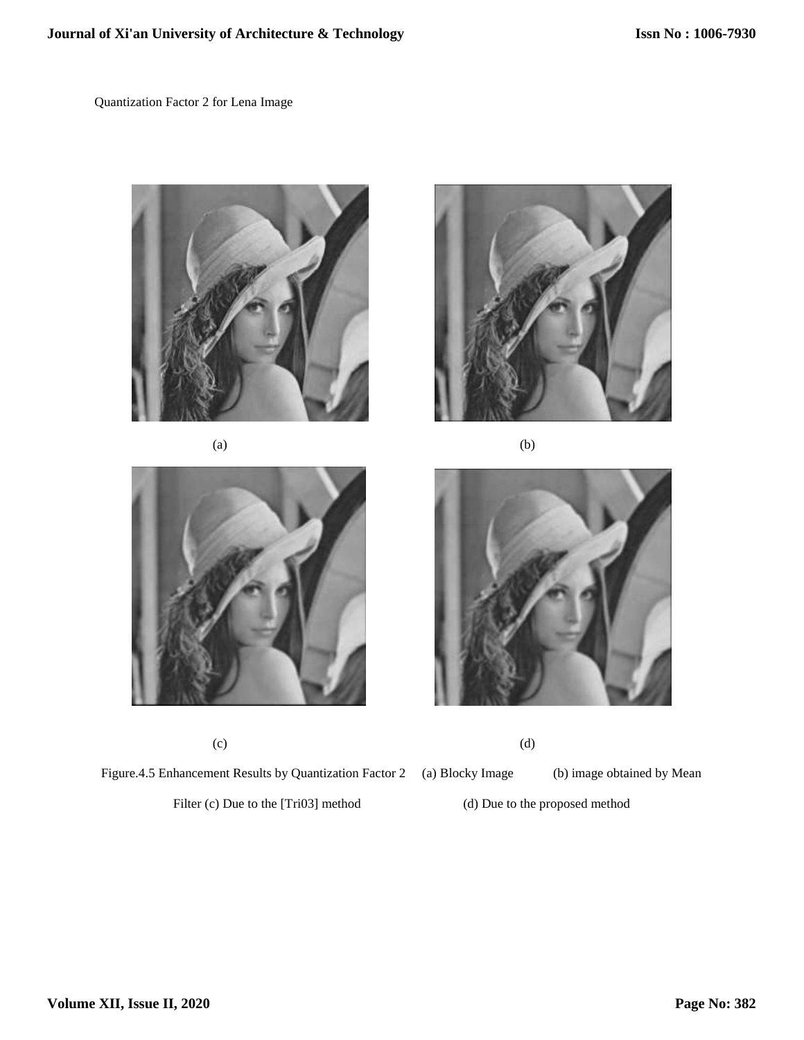Quantization Factor 2 for Lena Image

(a)

(b)

(c)

(d)

Figure.4.5 Enhancement Results by Quantization Factor 2 (a) Blocky Image (b) image obtained by Mean Filter (c) Due to the [Tri03] method (d) Due to the proposed method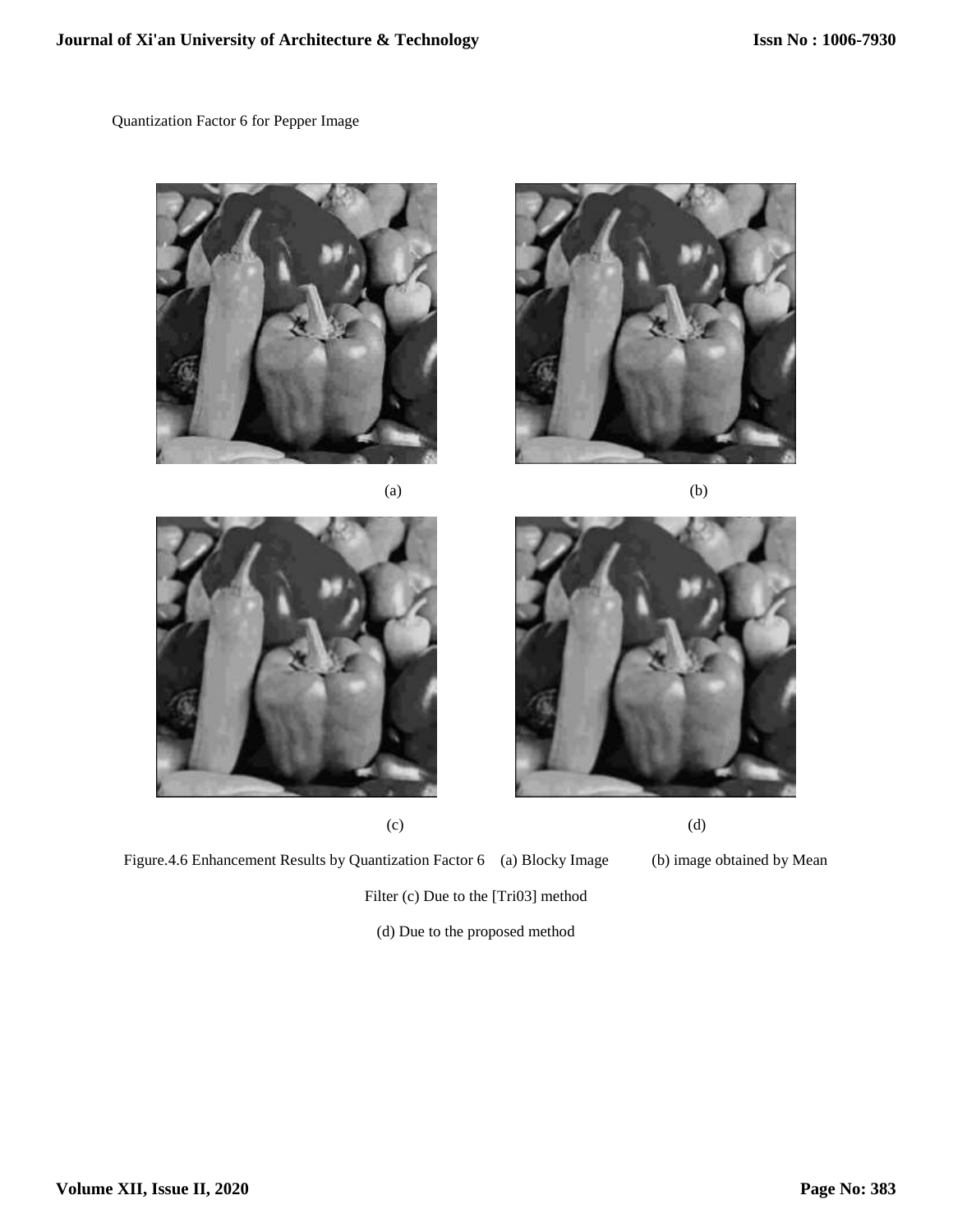Quantization Factor 6 for Pepper Image

(a)

(b)

(c)

(d)

Figure.4.6 Enhancement Results by Quantization Factor 6 (a) Blocky Image (b) image obtained by Mean Filter (c) Due to the [Tri03] method (d) Due to the proposed method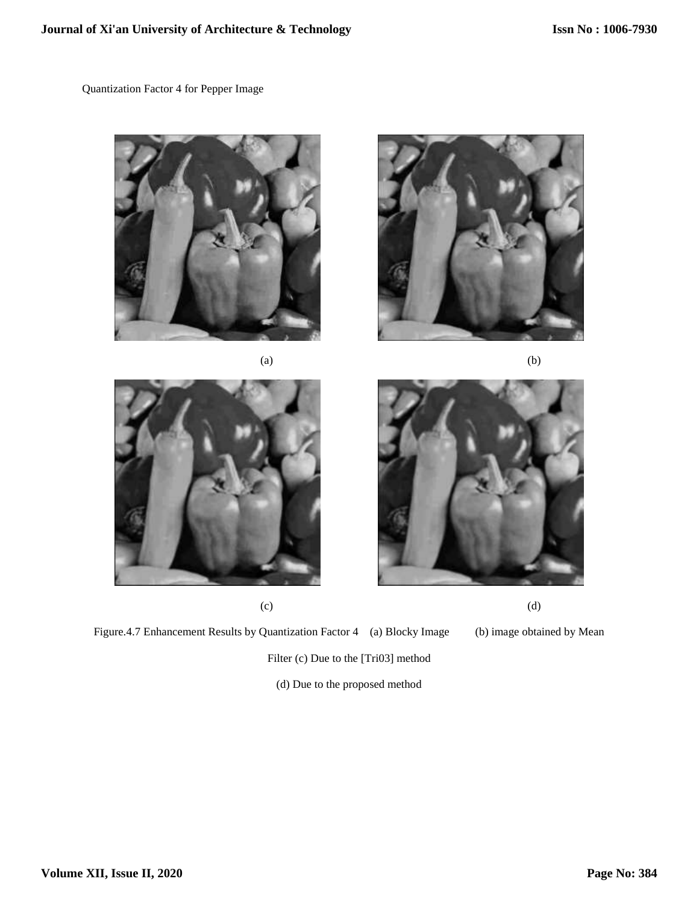Quantization Factor 4 for Pepper Image

(a)

(b)

(c)

(d)

Figure.4.7 Enhancement Results by Quantization Factor 4 (a) Blocky Image (b) image obtained by Mean Filter (c) Due to the [Tri03] method

(d) Due to the proposed method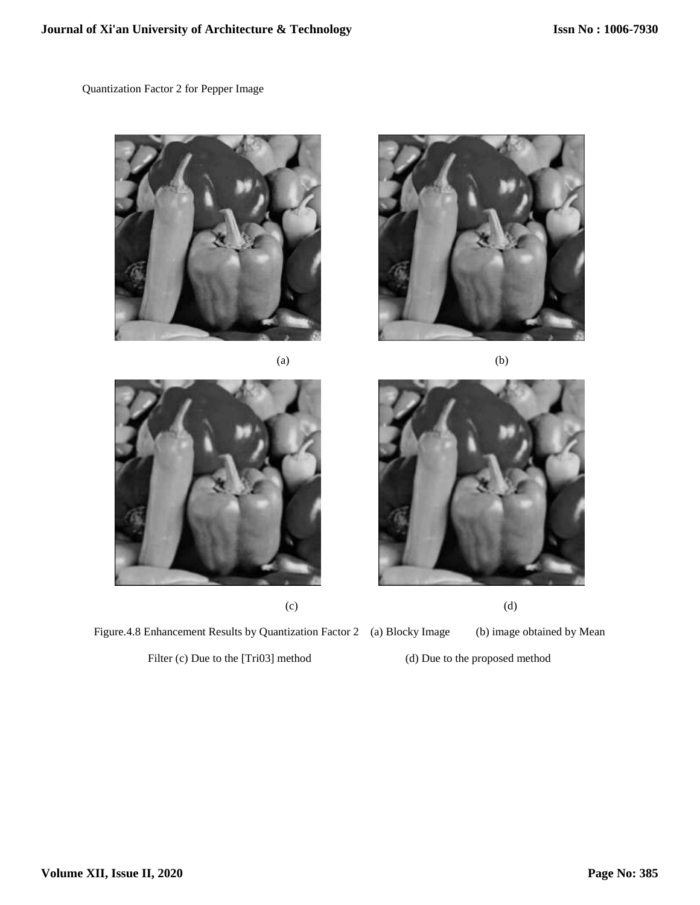Quantization Factor 2 for Pepper Image

(a)

(b)

(c)

(d)

Figure.4.8 Enhancement Results by Quantization Factor 2 (a) Blocky Image (b) image obtained by Mean Filter (c) Due to the [Tri03] method (d) Due to the proposed method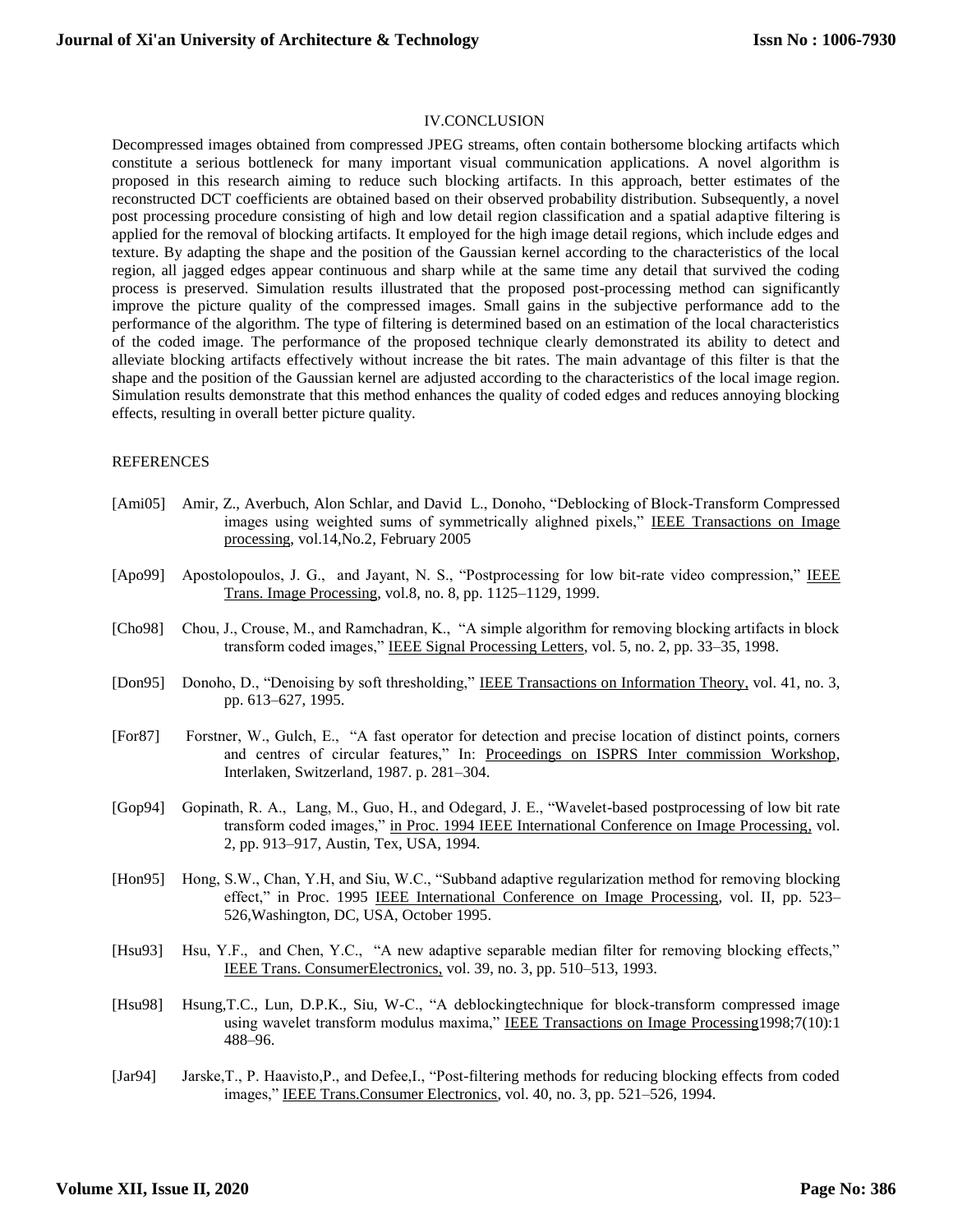## IV.CONCLUSION

Decompressed images obtained from compressed JPEG streams, often contain bothersome blocking artifacts which constitute a serious bottleneck for many important visual communication applications. A novel algorithm is proposed in this research aiming to reduce such blocking artifacts. In this approach, better estimates of the reconstructed DCT coefficients are obtained based on their observed probability distribution. Subsequently, a novel post processing procedure consisting of high and low detail region classification and a spatial adaptive filtering is applied for the removal of blocking artifacts. It employed for the high image detail regions, which include edges and texture. By adapting the shape and the position of the Gaussian kernel according to the characteristics of the local region, all jagged edges appear continuous and sharp while at the same time any detail that survived the coding process is preserved. Simulation results illustrated that the proposed post-processing method can significantly improve the picture quality of the compressed images. Small gains in the subjective performance add to the performance of the algorithm. The type of filtering is determined based on an estimation of the local characteristics of the coded image. The performance of the proposed technique clearly demonstrated its ability to detect and alleviate blocking artifacts effectively without increase the bit rates. The main advantage of this filter is that the shape and the position of the Gaussian kernel are adjusted according to the characteristics of the local image region. Simulation results demonstrate that this method enhances the quality of coded edges and reduces annoying blocking effects, resulting in overall better picture quality.

## REFERENCES

[Ami05] Amir, Z., Averbuch, Alon Schlar, and David L., Donoho, "Deblocking of Block-Transform Compressed images using weighted sums of symmetrically alighned pixels," IEEE Transactions on Image processing, vol.14,No.2, February 2005

[Apo99] Apostolopoulos, J. G., and Jayant, N. S., "Postprocessing for low bit-rate video compression," IEEE Trans. Image Processing, vol.8, no. 8, pp. 1125–1129, 1999.

[Cho98] Chou, J., Crouse, M., and Ramchadran, K., "A simple algorithm for removing blocking artifacts in block transform coded images," IEEE Signal Processing Letters, vol. 5, no. 2, pp. 33–35, 1998.

[Don95] Donoho, D., "Denoising by soft thresholding," IEEE Transactions on Information Theory, vol. 41, no. 3, pp. 613–627, 1995.

[For87] Forstner, W., Gulch, E., "A fast operator for detection and precise location of distinct points, corners and centres of circular features," In: Proceedings on ISPRS Inter commission Workshop, Interlaken, Switzerland, 1987. p. 281–304.

[Gop94] Gopinath, R. A., Lang, M., Guo, H., and Odegard, J. E., "Wavelet-based postprocessing of low bit rate transform coded images," in Proc. 1994 IEEE International Conference on Image Processing, vol. 2, pp. 913–917, Austin, Tex, USA, 1994.

[Hon95] Hong, S.W., Chan, Y.H, and Siu, W.C., "Subband adaptive regularization method for removing blocking effect," in Proc. 1995 IEEE International Conference on Image Processing, vol. II, pp. 523–526,Washington, DC, USA, October 1995.

[Hsu93] Hsu, Y.F., and Chen, Y.C., "A new adaptive separable median filter for removing blocking effects," IEEE Trans. ConsumerElectronics, vol. 39, no. 3, pp. 510–513, 1993.

[Hsu98] Hsung,T.C., Lun, D.P.K., Siu, W-C., "A deblockingtechnique for block-transform compressed image using wavelet transform modulus maxima," IEEE Transactions on Image Processing1998;7(10):1 488–96.

[Jar94] Jarske,T., P. Haavisto,P., and Defee,I., "Post-filtering methods for reducing blocking effects from coded images," IEEE Trans.Consumer Electronics, vol. 40, no. 3, pp. 521–526, 1994.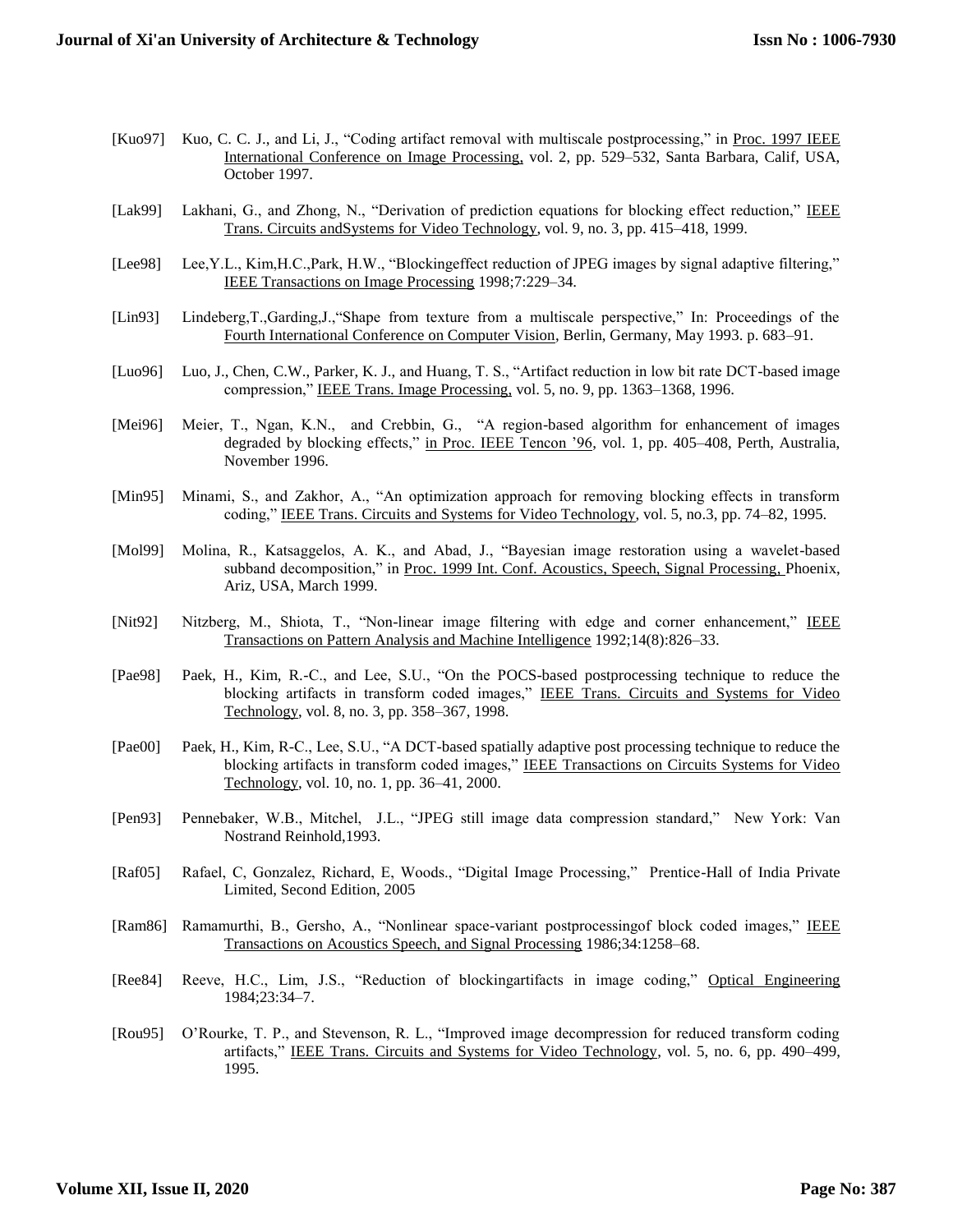[Kuo97] Kuo, C. C. J., and Li, J., "Coding artifact removal with multiscale postprocessing," in Proc. 1997 IEEE International Conference on Image Processing, vol. 2, pp. 529–532, Santa Barbara, Calif, USA, October 1997.

[Lak99] Lakhani, G., and Zhong, N., "Derivation of prediction equations for blocking effect reduction," IEEE Trans. Circuits andSystems for Video Technology, vol. 9, no. 3, pp. 415–418, 1999.

[Lee98] Lee,Y.L., Kim,H.C.,Park, H.W., "Blockingeffect reduction of JPEG images by signal adaptive filtering," IEEE Transactions on Image Processing 1998;7:229–34.

[Lin93] Lindeberg,T.,Garding,J.,"Shape from texture from a multiscale perspective," In: Proceedings of the Fourth International Conference on Computer Vision, Berlin, Germany, May 1993. p. 683–91.

[Luo96] Luo, J., Chen, C.W., Parker, K. J., and Huang, T. S., "Artifact reduction in low bit rate DCT-based image compression," IEEE Trans. Image Processing, vol. 5, no. 9, pp. 1363–1368, 1996.

[Mei96] Meier, T., Ngan, K.N., and Crebbin, G., "A region-based algorithm for enhancement of images degraded by blocking effects," in Proc. IEEE Tencon '96, vol. 1, pp. 405–408, Perth, Australia, November 1996.

[Min95] Minami, S., and Zakhor, A., "An optimization approach for removing blocking effects in transform coding," IEEE Trans. Circuits and Systems for Video Technology, vol. 5, no.3, pp. 74–82, 1995.

[Mol99] Molina, R., Katsaggelos, A. K., and Abad, J., "Bayesian image restoration using a wavelet-based subband decomposition," in Proc. 1999 Int. Conf. Acoustics, Speech, Signal Processing, Phoenix, Ariz, USA, March 1999.

[Nit92] Nitzberg, M., Shiota, T., "Non-linear image filtering with edge and corner enhancement," IEEE Transactions on Pattern Analysis and Machine Intelligence 1992;14(8):826–33.

[Pae98] Paek, H., Kim, R.-C., and Lee, S.U., "On the POCS-based postprocessing technique to reduce the blocking artifacts in transform coded images," IEEE Trans. Circuits and Systems for Video Technology, vol. 8, no. 3, pp. 358–367, 1998.

[Pae00] Paek, H., Kim, R-C., Lee, S.U., "A DCT-based spatially adaptive post processing technique to reduce the blocking artifacts in transform coded images," IEEE Transactions on Circuits Systems for Video Technology, vol. 10, no. 1, pp. 36–41, 2000.

[Pen93] Pennebaker, W.B., Mitchel, J.L., "JPEG still image data compression standard," New York: Van Nostrand Reinhold,1993.

[Raf05] Rafael, C, Gonzalez, Richard, E, Woods., "Digital Image Processing," Prentice-Hall of India Private Limited, Second Edition, 2005

[Ram86] Ramamurthi, B., Gersho, A., "Nonlinear space-variant postprocessingof block coded images," IEEE Transactions on Acoustics Speech, and Signal Processing 1986;34:1258–68.

[Ree84] Reeve, H.C., Lim, J.S., "Reduction of blockingartifacts in image coding," Optical Engineering 1984;23:34–7.

[Rou95] O'Rourke, T. P., and Stevenson, R. L., "Improved image decompression for reduced transform coding artifacts," IEEE Trans. Circuits and Systems for Video Technology, vol. 5, no. 6, pp. 490–499, 1995.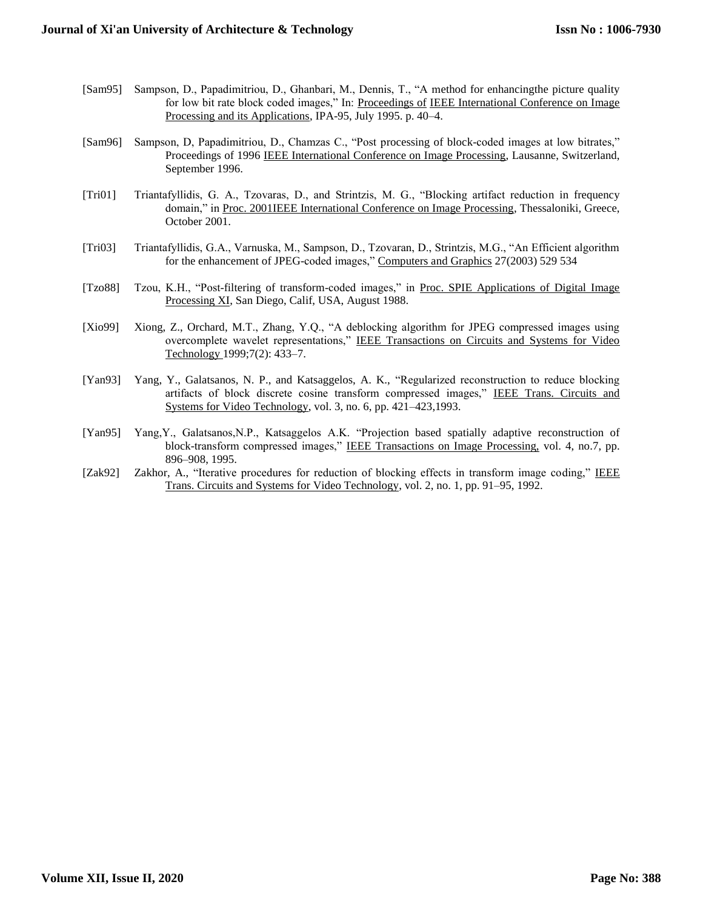[Sam95] Sampson, D., Papadimitriou, D., Ghanbari, M., Dennis, T., "A method for enhancingthe picture quality for low bit rate block coded images," In: Proceedings of IEEE International Conference on Image Processing and its Applications, IPA-95, July 1995. p. 40–4.

[Sam96] Sampson, D, Papadimitriou, D., Chamzas C., "Post processing of block-coded images at low bitrates," Proceedings of 1996 IEEE International Conference on Image Processing, Lausanne, Switzerland, September 1996.

[Tri01] Triantafyllidis, G. A., Tzovaras, D., and Strintzis, M. G., "Blocking artifact reduction in frequency domain," in Proc. 2001IEEE International Conference on Image Processing, Thessaloniki, Greece, October 2001.

[Tri03] Triantafyllidis, G.A., Varnuska, M., Sampson, D., Tzovaran, D., Strintzis, M.G., "An Efficient algorithm for the enhancement of JPEG-coded images," Computers and Graphics 27(2003) 529 534

[Tzo88] Tzou, K.H., "Post-filtering of transform-coded images," in Proc. SPIE Applications of Digital Image Processing XI, San Diego, Calif, USA, August 1988.

[Xio99] Xiong, Z., Orchard, M.T., Zhang, Y.Q., "A deblocking algorithm for JPEG compressed images using overcomplete wavelet representations," IEEE Transactions on Circuits and Systems for Video Technology 1999;7(2): 433–7.

[Yan93] Yang, Y., Galatsanos, N. P., and Katsaggelos, A. K., "Regularized reconstruction to reduce blocking artifacts of block discrete cosine transform compressed images," IEEE Trans. Circuits and Systems for Video Technology, vol. 3, no. 6, pp. 421–423,1993.

[Yan95] Yang,Y., Galatsanos,N.P., Katsaggelos A.K. "Projection based spatially adaptive reconstruction of block-transform compressed images," IEEE Transactions on Image Processing, vol. 4, no.7, pp. 896–908, 1995.

[Zak92] Zakhor, A., "Iterative procedures for reduction of blocking effects in transform image coding," IEEE Trans. Circuits and Systems for Video Technology, vol. 2, no. 1, pp. 91–95, 1992.